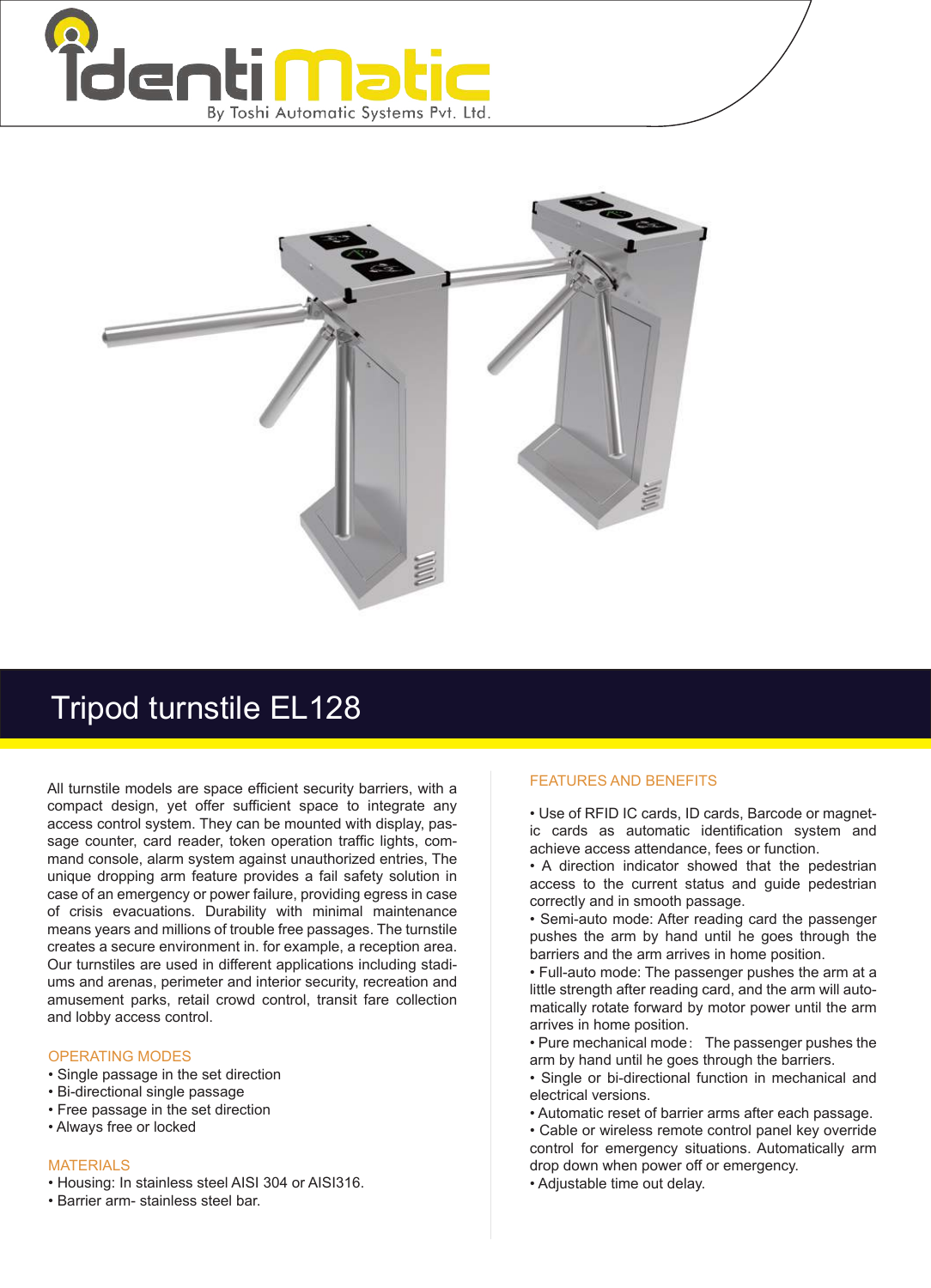IdentiMatic

By Toshi Automatic Systems Pvt. Ltd.

# Tripod turnstile EL128

All turnstile models are space efficient security barriers, with a compact design, yet offer sufficient space to integrate any access control system. They can be mounted with display, passage counter, card reader, token operation traffic lights, command console, alarm system against unauthorized entries, The unique dropping arm feature provides a fail safety solution in case of an emergency or power failure, providing egress in case of crisis evacuations. Durability with minimal maintenance means years and millions of trouble free passages. The turnstile creates a secure environment in. for example, a reception area. Our turnstiles are used in different applications including stadiums and arenas, perimeter and interior security, recreation and amusement parks, retail crowd control, transit fare collection and lobby access control.

## OPERATING MODES

- Single passage in the set direction
- Bi-directional single passage
- Free passage in the set direction
- Always free or locked

## MATERIALS

- Housing: In stainless steel AISI 304 or AISI316.
- Barrier arm- stainless steel bar.

## FEATURES AND BENEFITS

- Use of RFID IC cards, ID cards, Barcode or magnetic cards as automatic identification system and achieve access attendance, fees or function.
- A direction indicator showed that the pedestrian access to the current status and guide pedestrian correctly and in smooth passage.
- Semi-auto mode: After reading card the passenger pushes the arm by hand until he goes through the barriers and the arm arrives in home position.
- Full-auto mode: The passenger pushes the arm at a little strength after reading card, and the arm will automatically rotate forward by motor power until the arm arrives in home position.
- Pure mechanical mode: The passenger pushes the arm by hand until he goes through the barriers.
- Single or bi-directional function in mechanical and electrical versions.
- Automatic reset of barrier arms after each passage.
- Cable or wireless remote control panel key override control for emergency situations. Automatically arm drop down when power off or emergency.
- Adjustable time out delay.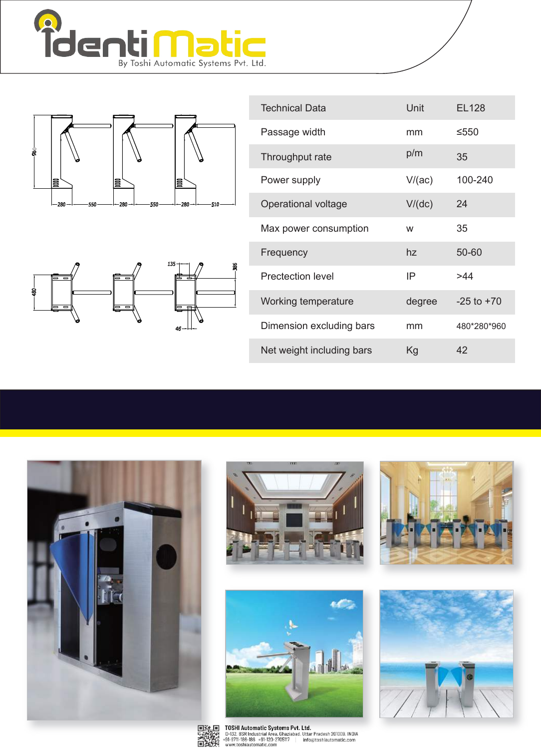IdentiMatic
By Toshi Automatic Systems Pvt. Ltd.

960

280 550 280 550 280 510

480

135

386

46

| Technical Data | Unit | EL128 |
|---|---|---|
| Passage width | mm | ≤550 |
| Throughput rate | p/m | 35 |
| Power supply | V/(ac) | 100-240 |
| Operational voltage | V/(dc) | 24 |
| Max power consumption | w | 35 |
| Frequency | hz | 50-60 |
| Prectection level | IP | >44 |
| Working temperature | degree | -25 to +70 |
| Dimension excluding bars | mm | 480*280*960 |
| Net weight including bars | Kg | 42 |

TOSHI Automatic Systems Pvt. Ltd.
D-132, BSR Industrial Area, Ghaziabad, Uttar Pradesh 201009, INDIA
+91-9711-186-186 +91-120-2705117 | info@toshiautomatic.com
www.toshiautomatic.com